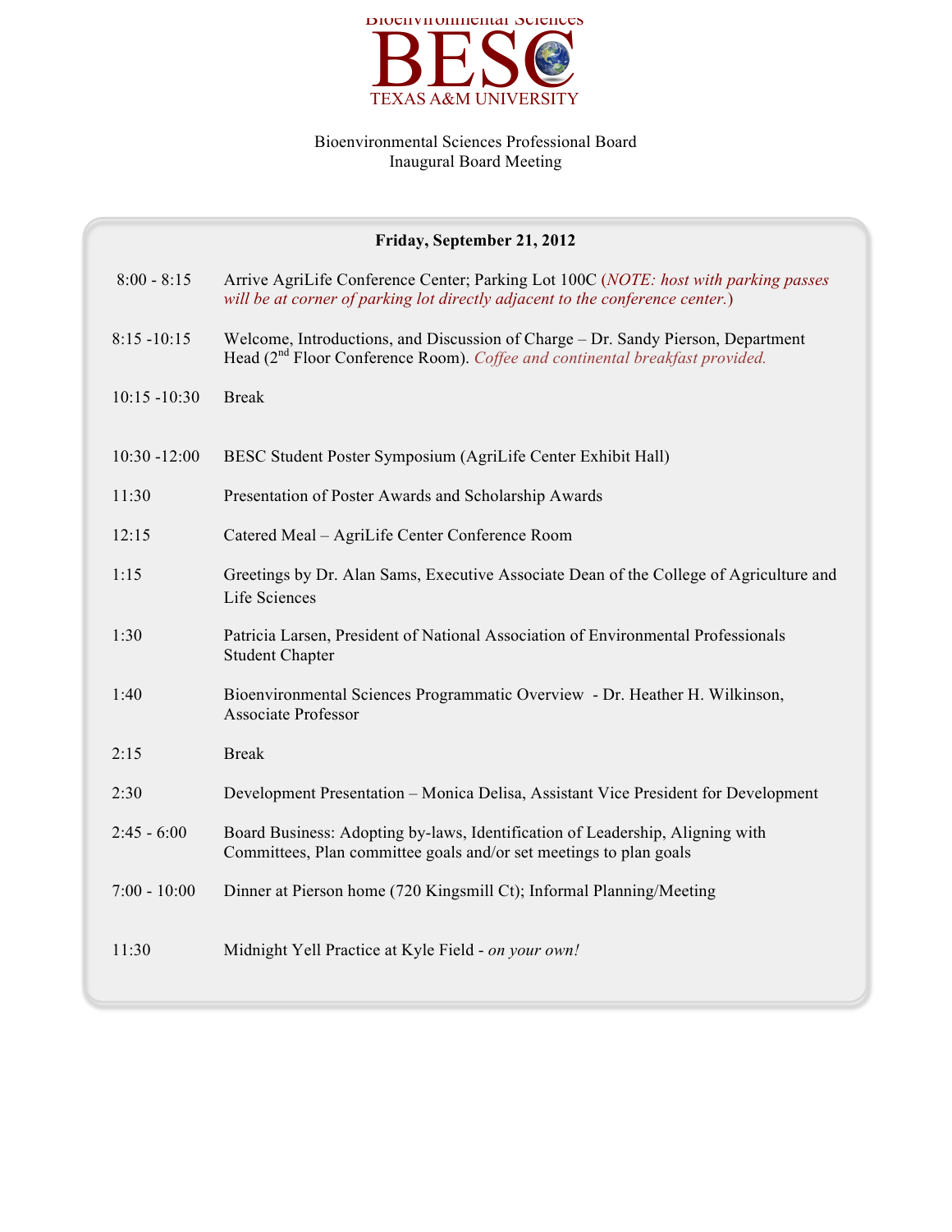Bioenvironmental Sciences

# BESC

TEXAS A&M UNIVERSITY

Bioenvironmental Sciences Professional Board
Inaugural Board Meeting

**Friday, September 21, 2012**

| | |
|---|---|
| 8:00 - 8:15 | Arrive AgriLife Conference Center; Parking Lot 100C (*NOTE: host with parking passes will be at corner of parking lot directly adjacent to the conference center.*) |
| 8:15 -10:15 | Welcome, Introductions, and Discussion of Charge – Dr. Sandy Pierson, Department Head (2nd Floor Conference Room). *Coffee and continental breakfast provided.* |
| 10:15 -10:30 | Break |
| 10:30 -12:00 | BESC Student Poster Symposium (AgriLife Center Exhibit Hall) |
| 11:30 | Presentation of Poster Awards and Scholarship Awards |
| 12:15 | Catered Meal – AgriLife Center Conference Room |
| 1:15 | Greetings by Dr. Alan Sams, Executive Associate Dean of the College of Agriculture and Life Sciences |
| 1:30 | Patricia Larsen, President of National Association of Environmental Professionals Student Chapter |
| 1:40 | Bioenvironmental Sciences Programmatic Overview - Dr. Heather H. Wilkinson, Associate Professor |
| 2:15 | Break |
| 2:30 | Development Presentation – Monica Delisa, Assistant Vice President for Development |
| 2:45 - 6:00 | Board Business: Adopting by-laws, Identification of Leadership, Aligning with Committees, Plan committee goals and/or set meetings to plan goals |
| 7:00 - 10:00 | Dinner at Pierson home (720 Kingsmill Ct); Informal Planning/Meeting |
| 11:30 | Midnight Yell Practice at Kyle Field - *on your own!* |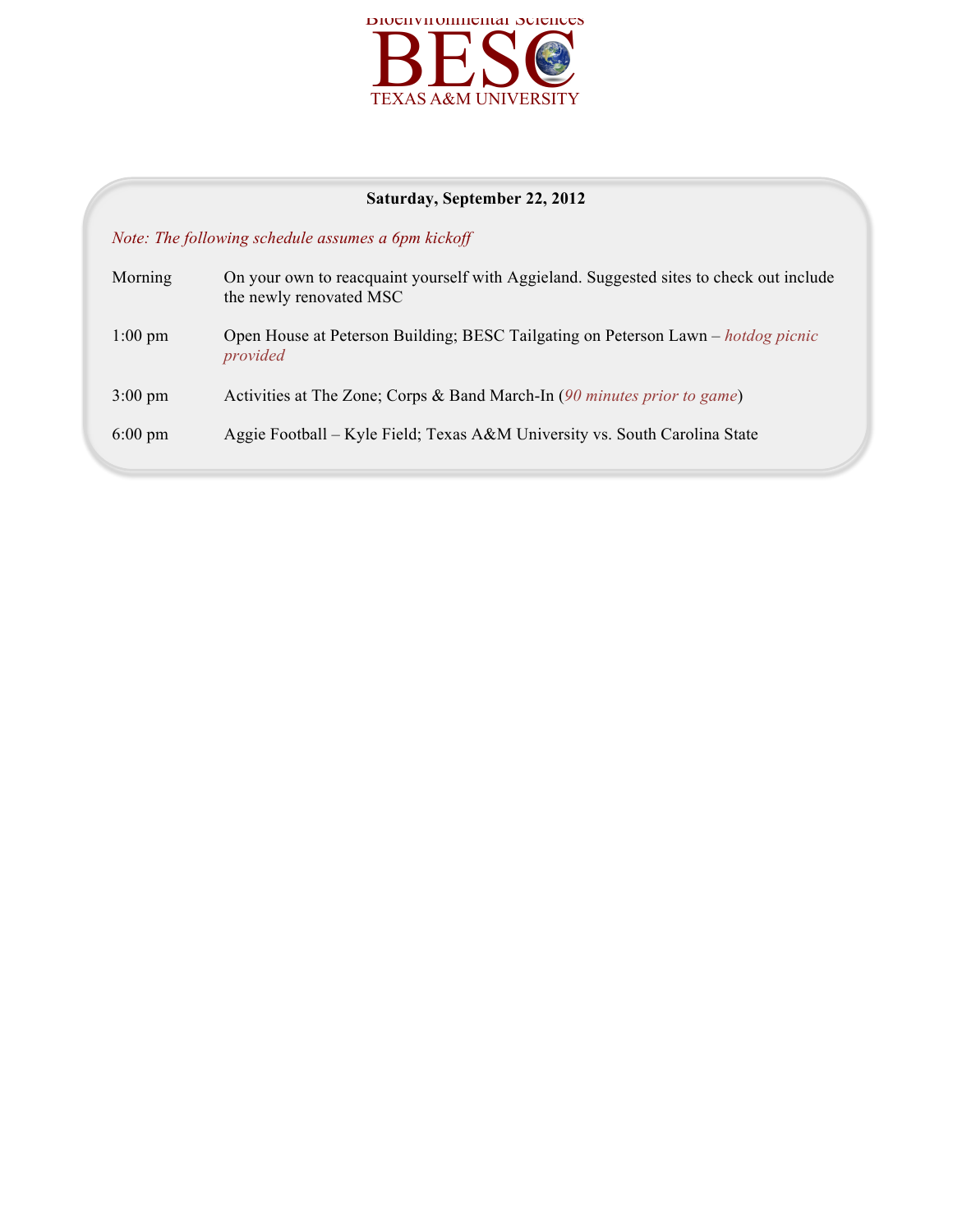Bioenvironmental Sciences

BESC

TEXAS A&M UNIVERSITY

**Saturday, September 22, 2012**

*Note: The following schedule assumes a 6pm kickoff*

| | |
|---|---|
| Morning | On your own to reacquaint yourself with Aggieland. Suggested sites to check out include the newly renovated MSC |
| 1:00 pm | Open House at Peterson Building; BESC Tailgating on Peterson Lawn – *hotdog picnic provided* |
| 3:00 pm | Activities at The Zone; Corps & Band March-In (*90 minutes prior to game*) |
| 6:00 pm | Aggie Football – Kyle Field; Texas A&M University vs. South Carolina State |